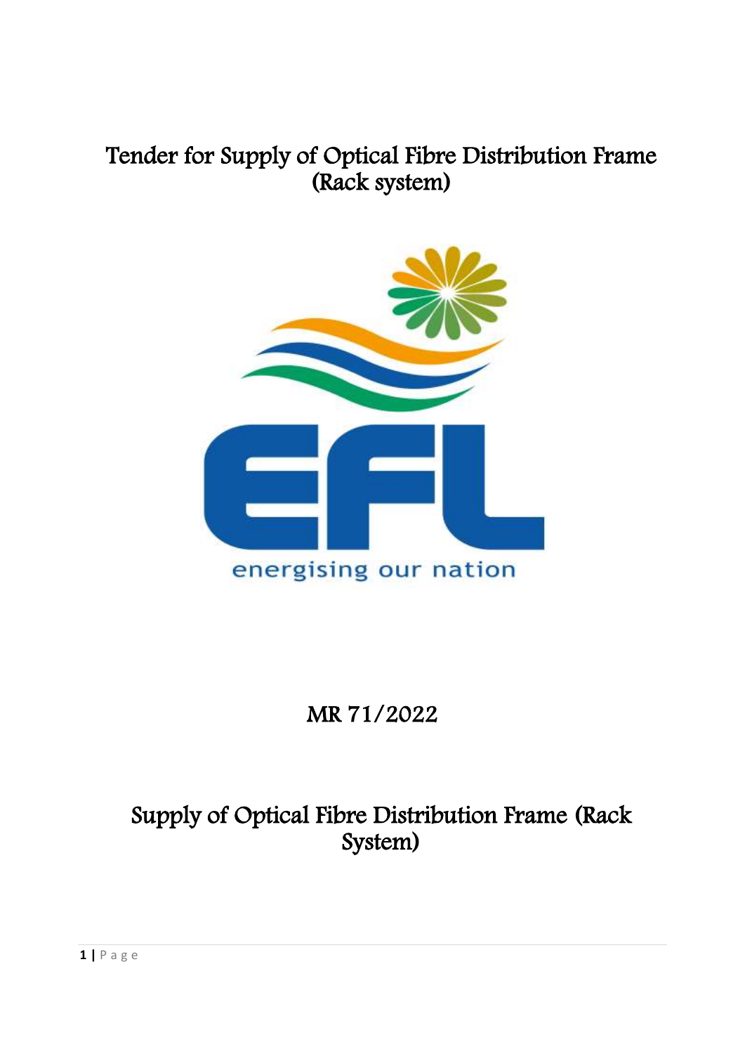# Tender for Supply of Optical Fibre Distribution Frame (Rack system)

EFL

energising our nation

# MR 71/2022

# Supply of Optical Fibre Distribution Frame (Rack System)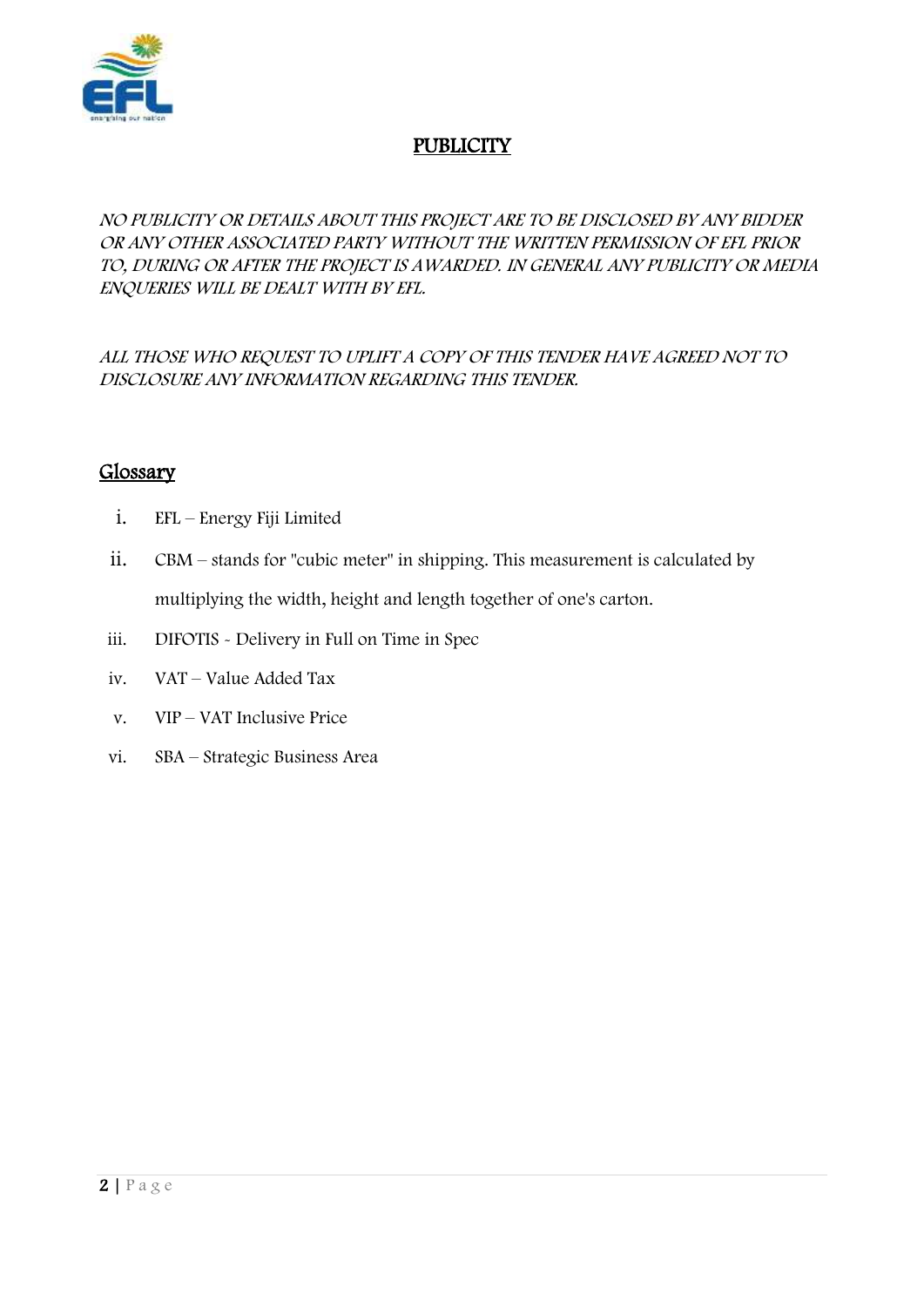## PUBLICITY

*NO PUBLICITY OR DETAILS ABOUT THIS PROJECT ARE TO BE DISCLOSED BY ANY BIDDER OR ANY OTHER ASSOCIATED PARTY WITHOUT THE WRITTEN PERMISSION OF EFL PRIOR TO, DURING OR AFTER THE PROJECT IS AWARDED. IN GENERAL ANY PUBLICITY OR MEDIA ENQUERIES WILL BE DEALT WITH BY EFL.*

*ALL THOSE WHO REQUEST TO UPLIFT A COPY OF THIS TENDER HAVE AGREED NOT TO DISCLOSURE ANY INFORMATION REGARDING THIS TENDER.*

## Glossary

i. EFL – Energy Fiji Limited

ii. CBM – stands for "cubic meter" in shipping. This measurement is calculated by multiplying the width, height and length together of one's carton.

iii. DIFOTIS - Delivery in Full on Time in Spec

iv. VAT – Value Added Tax

v. VIP – VAT Inclusive Price

vi. SBA – Strategic Business Area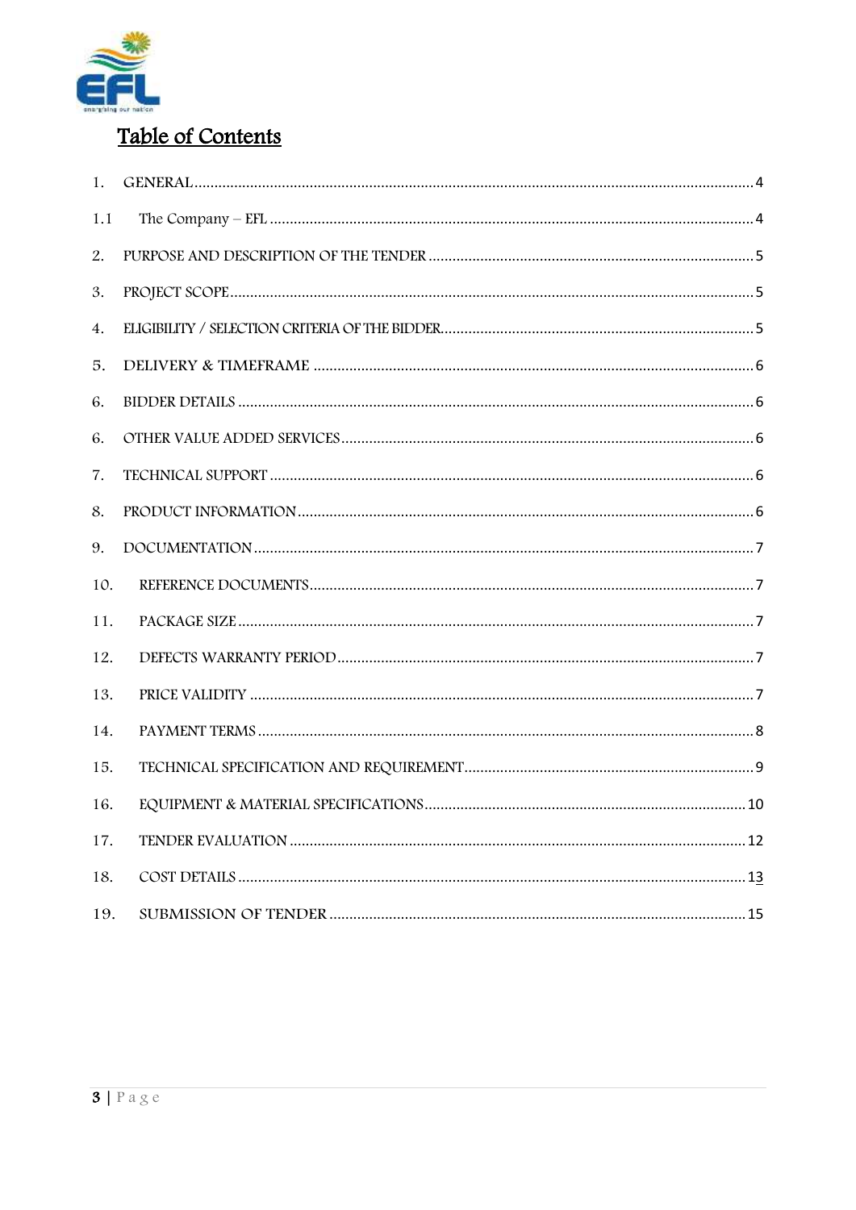# Table of Contents

1. GENERAL ........................................................................ 4

1.1 The Company – EFL ........................................................................ 4

2. PURPOSE AND DESCRIPTION OF THE TENDER ........................................................................ 5

3. PROJECT SCOPE ........................................................................ 5

4. ELIGIBILITY / SELECTION CRITERIA OF THE BIDDER ........................................................................ 5

5. DELIVERY & TIMEFRAME ........................................................................ 6

6. BIDDER DETAILS ........................................................................ 6

6. OTHER VALUE ADDED SERVICES ........................................................................ 6

7. TECHNICAL SUPPORT ........................................................................ 6

8. PRODUCT INFORMATION ........................................................................ 6

9. DOCUMENTATION ........................................................................ 7

10. REFERENCE DOCUMENTS ........................................................................ 7

11. PACKAGE SIZE ........................................................................ 7

12. DEFECTS WARRANTY PERIOD ........................................................................ 7

13. PRICE VALIDITY ........................................................................ 7

14. PAYMENT TERMS ........................................................................ 8

15. TECHNICAL SPECIFICATION AND REQUIREMENT ........................................................................ 9

16. EQUIPMENT & MATERIAL SPECIFICATIONS ........................................................................ 10

17. TENDER EVALUATION ........................................................................ 12

18. COST DETAILS ........................................................................ 13

19. SUBMISSION OF TENDER ........................................................................ 15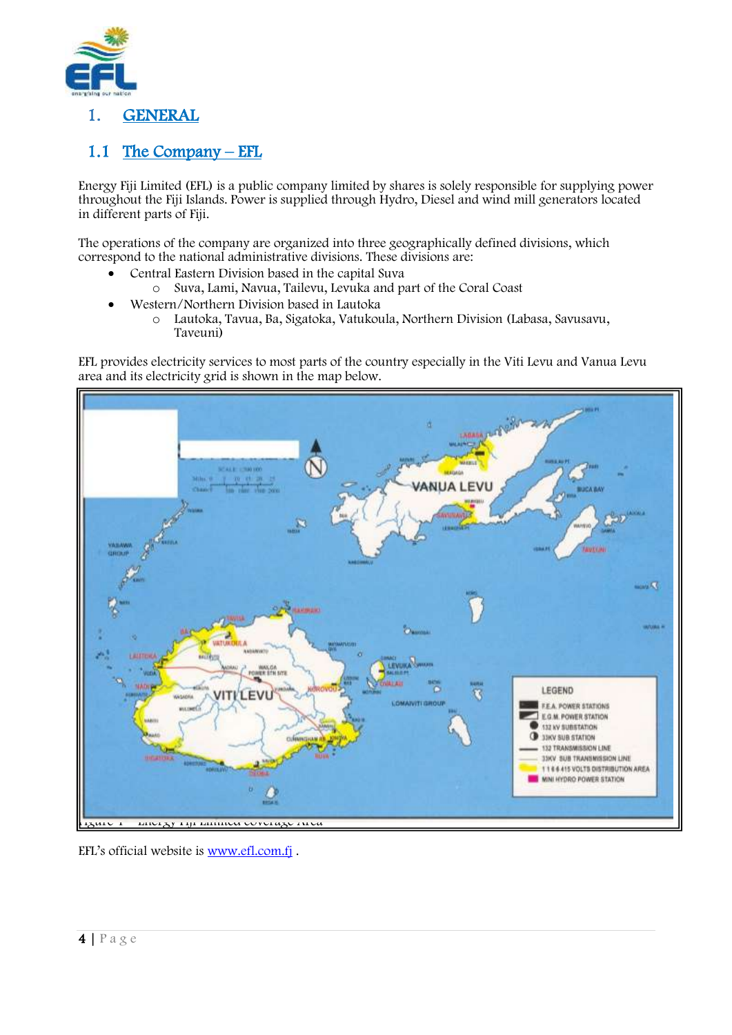# 1. GENERAL

## 1.1 The Company – EFL

Energy Fiji Limited (EFL) is a public company limited by shares is solely responsible for supplying power throughout the Fiji Islands. Power is supplied through Hydro, Diesel and wind mill generators located in different parts of Fiji.

The operations of the company are organized into three geographically defined divisions, which correspond to the national administrative divisions. These divisions are:

- Central Eastern Division based in the capital Suva
  - Suva, Lami, Navua, Tailevu, Levuka and part of the Coral Coast
- Western/Northern Division based in Lautoka
  - Lautoka, Tavua, Ba, Sigatoka, Vatukoula, Northern Division (Labasa, Savusavu, Taveuni)

EFL provides electricity services to most parts of the country especially in the Viti Levu and Vanua Levu area and its electricity grid is shown in the map below.

Figure 1 – Energy Fiji Limited coverage Area

EFL's official website is www.efl.com.fj .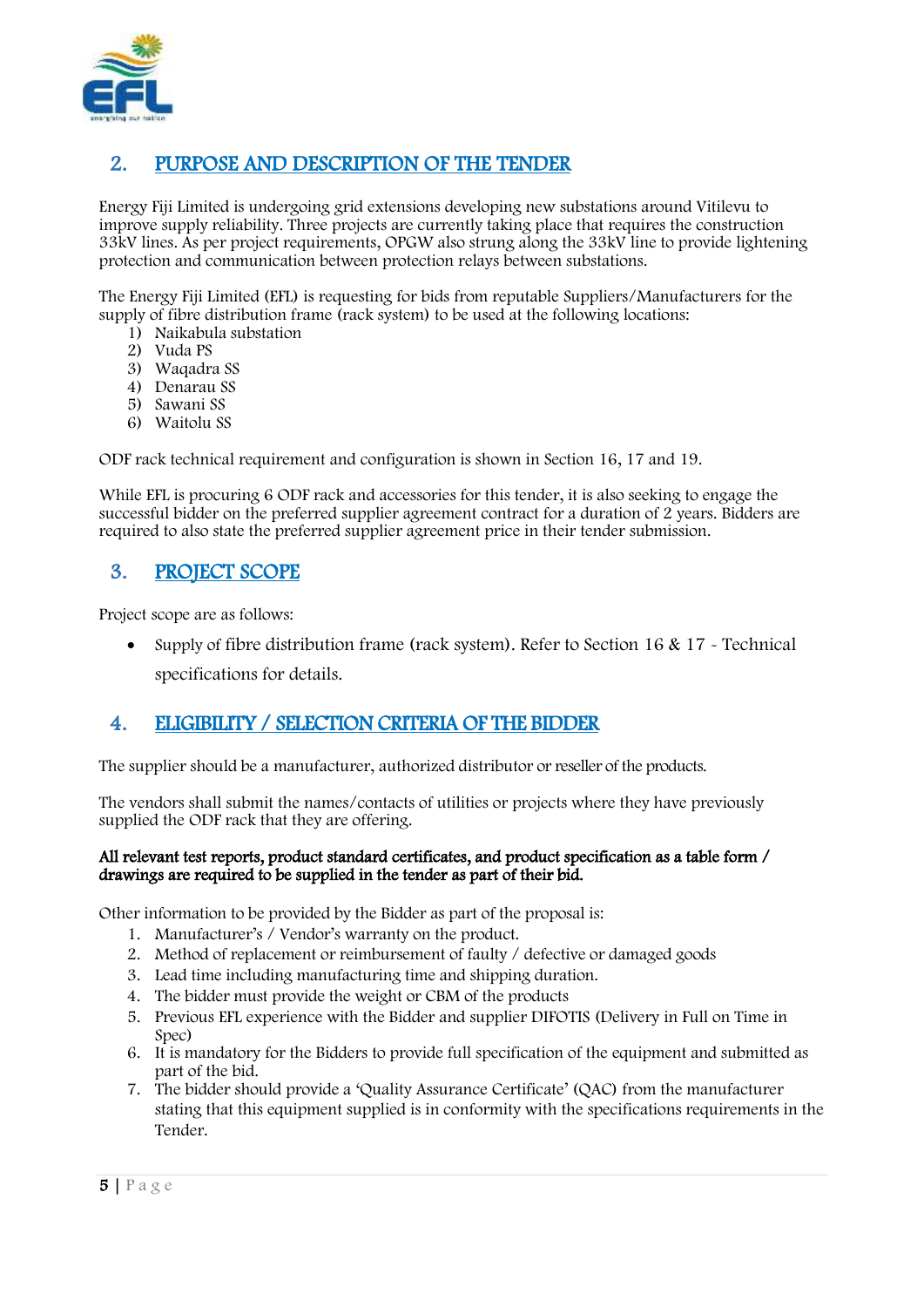## 2. PURPOSE AND DESCRIPTION OF THE TENDER

Energy Fiji Limited is undergoing grid extensions developing new substations around Vitilevu to improve supply reliability. Three projects are currently taking place that requires the construction 33kV lines. As per project requirements, OPGW also strung along the 33kV line to provide lightening protection and communication between protection relays between substations.

The Energy Fiji Limited (EFL) is requesting for bids from reputable Suppliers/Manufacturers for the supply of fibre distribution frame (rack system) to be used at the following locations:

1) Naikabula substation
2) Vuda PS
3) Waqadra SS
4) Denarau SS
5) Sawani SS
6) Waitolu SS

ODF rack technical requirement and configuration is shown in Section 16, 17 and 19.

While EFL is procuring 6 ODF rack and accessories for this tender, it is also seeking to engage the successful bidder on the preferred supplier agreement contract for a duration of 2 years. Bidders are required to also state the preferred supplier agreement price in their tender submission.

## 3. PROJECT SCOPE

Project scope are as follows:

- Supply of fibre distribution frame (rack system). Refer to Section 16 & 17 - Technical specifications for details.

## 4. ELIGIBILITY / SELECTION CRITERIA OF THE BIDDER

The supplier should be a manufacturer, authorized distributor or reseller of the products.

The vendors shall submit the names/contacts of utilities or projects where they have previously supplied the ODF rack that they are offering.

**All relevant test reports, product standard certificates, and product specification as a table form / drawings are required to be supplied in the tender as part of their bid.**

Other information to be provided by the Bidder as part of the proposal is:

1. Manufacturer's / Vendor's warranty on the product.
2. Method of replacement or reimbursement of faulty / defective or damaged goods
3. Lead time including manufacturing time and shipping duration.
4. The bidder must provide the weight or CBM of the products
5. Previous EFL experience with the Bidder and supplier DIFOTIS (Delivery in Full on Time in Spec)
6. It is mandatory for the Bidders to provide full specification of the equipment and submitted as part of the bid.
7. The bidder should provide a 'Quality Assurance Certificate' (QAC) from the manufacturer stating that this equipment supplied is in conformity with the specifications requirements in the Tender.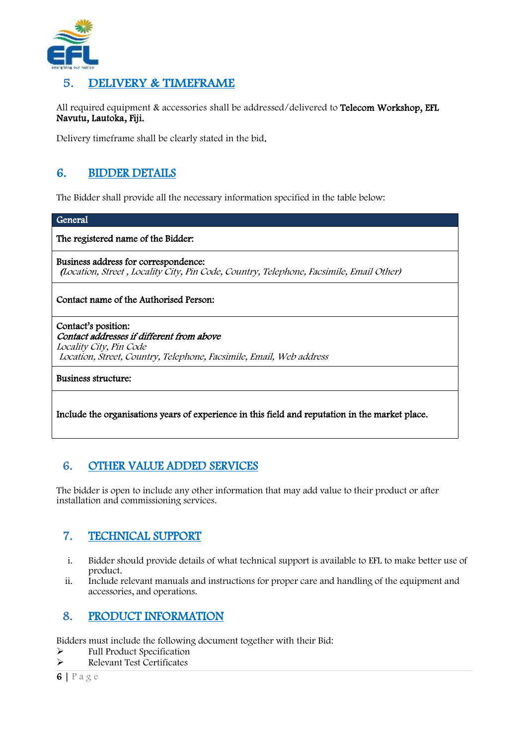## 5. DELIVERY & TIMEFRAME

All required equipment & accessories shall be addressed/delivered to **Telecom Workshop, EFL Navutu, Lautoka, Fiji.**

Delivery timeframe shall be clearly stated in the bid.

## 6. BIDDER DETAILS

The Bidder shall provide all the necessary information specified in the table below:

| General |
| --- |
| **The registered name of the Bidder:** |
| **Business address for correspondence:**<br>*(Location, Street , Locality City, Pin Code, Country, Telephone, Facsimile, Email Other)* |
| **Contact name of the Authorised Person:** |
| **Contact's position:**<br>***Contact addresses if different from above***<br>*Locality City, Pin Code*<br>*Location, Street, Country, Telephone, Facsimile, Email, Web address* |
| **Business structure:** |
| **Include the organisations years of experience in this field and reputation in the market place.** |

## 6. OTHER VALUE ADDED SERVICES

The bidder is open to include any other information that may add value to their product or after installation and commissioning services.

## 7. TECHNICAL SUPPORT

i. Bidder should provide details of what technical support is available to EFL to make better use of product.
ii. Include relevant manuals and instructions for proper care and handling of the equipment and accessories, and operations.

## 8. PRODUCT INFORMATION

Bidders must include the following document together with their Bid:

- Full Product Specification
- Relevant Test Certificates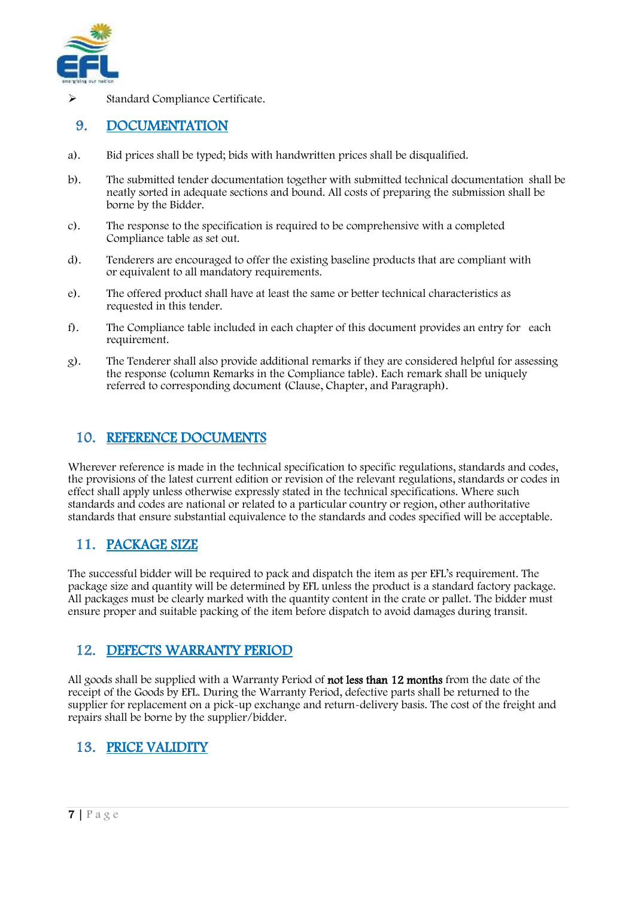- Standard Compliance Certificate.

## 9. DOCUMENTATION

a). Bid prices shall be typed; bids with handwritten prices shall be disqualified.

b). The submitted tender documentation together with submitted technical documentation shall be neatly sorted in adequate sections and bound. All costs of preparing the submission shall be borne by the Bidder.

c). The response to the specification is required to be comprehensive with a completed Compliance table as set out.

d). Tenderers are encouraged to offer the existing baseline products that are compliant with or equivalent to all mandatory requirements.

e). The offered product shall have at least the same or better technical characteristics as requested in this tender.

f). The Compliance table included in each chapter of this document provides an entry for each requirement.

g). The Tenderer shall also provide additional remarks if they are considered helpful for assessing the response (column Remarks in the Compliance table). Each remark shall be uniquely referred to corresponding document (Clause, Chapter, and Paragraph).

## 10. REFERENCE DOCUMENTS

Wherever reference is made in the technical specification to specific regulations, standards and codes, the provisions of the latest current edition or revision of the relevant regulations, standards or codes in effect shall apply unless otherwise expressly stated in the technical specifications. Where such standards and codes are national or related to a particular country or region, other authoritative standards that ensure substantial equivalence to the standards and codes specified will be acceptable.

## 11. PACKAGE SIZE

The successful bidder will be required to pack and dispatch the item as per EFL's requirement. The package size and quantity will be determined by EFL unless the product is a standard factory package. All packages must be clearly marked with the quantity content in the crate or pallet. The bidder must ensure proper and suitable packing of the item before dispatch to avoid damages during transit.

## 12. DEFECTS WARRANTY PERIOD

All goods shall be supplied with a Warranty Period of **not less than 12 months** from the date of the receipt of the Goods by EFL. During the Warranty Period, defective parts shall be returned to the supplier for replacement on a pick-up exchange and return-delivery basis. The cost of the freight and repairs shall be borne by the supplier/bidder.

## 13. PRICE VALIDITY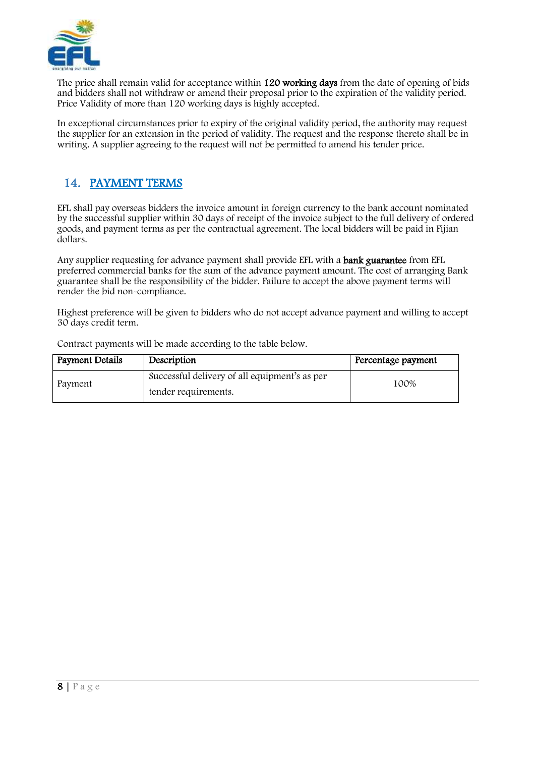The price shall remain valid for acceptance within **120 working days** from the date of opening of bids and bidders shall not withdraw or amend their proposal prior to the expiration of the validity period. Price Validity of more than 120 working days is highly accepted.

In exceptional circumstances prior to expiry of the original validity period, the authority may request the supplier for an extension in the period of validity. The request and the response thereto shall be in writing. A supplier agreeing to the request will not be permitted to amend his tender price.

## 14. PAYMENT TERMS

EFL shall pay overseas bidders the invoice amount in foreign currency to the bank account nominated by the successful supplier within 30 days of receipt of the invoice subject to the full delivery of ordered goods, and payment terms as per the contractual agreement. The local bidders will be paid in Fijian dollars.

Any supplier requesting for advance payment shall provide EFL with a **bank guarantee** from EFL preferred commercial banks for the sum of the advance payment amount. The cost of arranging Bank guarantee shall be the responsibility of the bidder. Failure to accept the above payment terms will render the bid non-compliance.

Highest preference will be given to bidders who do not accept advance payment and willing to accept 30 days credit term.

Contract payments will be made according to the table below.

| Payment Details | Description | Percentage payment |
|---|---|---|
| Payment | Successful delivery of all equipment's as per tender requirements. | 100% |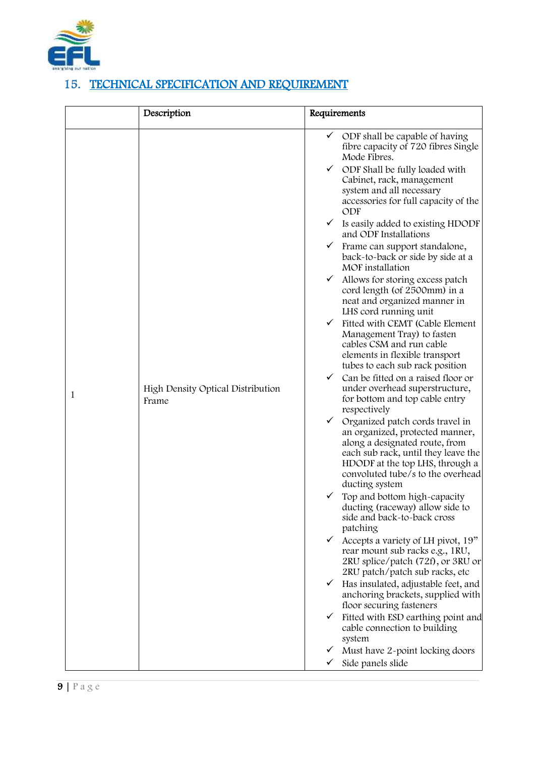## 15. TECHNICAL SPECIFICATION AND REQUIREMENT

| | Description | Requirements |
|---|---|---|
| 1 | High Density Optical Distribution Frame | ✓ ODF shall be capable of having fibre capacity of 720 fibres Single Mode Fibres.<br>✓ ODF Shall be fully loaded with Cabinet, rack, management system and all necessary accessories for full capacity of the ODF<br>✓ Is easily added to existing HDODF and ODF Installations<br>✓ Frame can support standalone, back-to-back or side by side at a MOF installation<br>✓ Allows for storing excess patch cord length (of 2500mm) in a neat and organized manner in LHS cord running unit<br>✓ Fitted with CEMT (Cable Element Management Tray) to fasten cables CSM and run cable elements in flexible transport tubes to each sub rack position<br>✓ Can be fitted on a raised floor or under overhead superstructure, for bottom and top cable entry respectively<br>✓ Organized patch cords travel in an organized, protected manner, along a designated route, from each sub rack, until they leave the HDODF at the top LHS, through a convoluted tube/s to the overhead ducting system<br>✓ Top and bottom high-capacity ducting (raceway) allow side to side and back-to-back cross patching<br>✓ Accepts a variety of LH pivot, 19" rear mount sub racks e.g., 1RU, 2RU splice/patch (72f), or 3RU or 2RU patch/patch sub racks, etc<br>✓ Has insulated, adjustable feet, and anchoring brackets, supplied with floor securing fasteners<br>✓ Fitted with ESD earthing point and cable connection to building system<br>✓ Must have 2-point locking doors<br>✓ Side panels slide |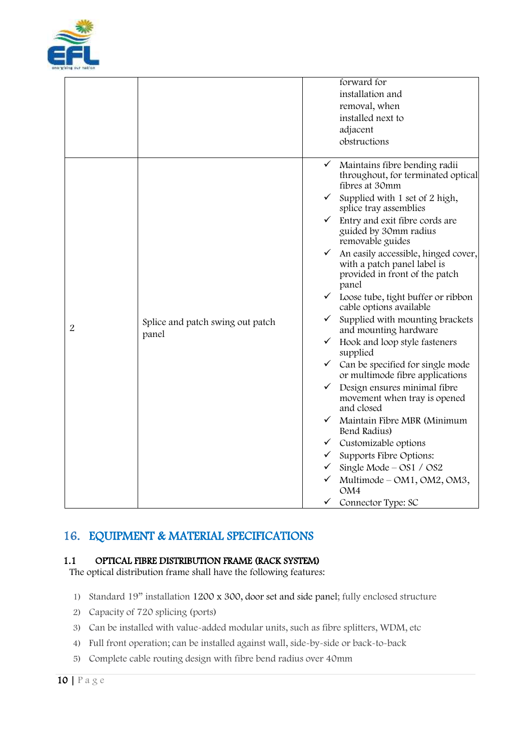| | | |
|---|---|---|
| | | forward for installation and removal, when installed next to adjacent obstructions |
| 2 | Splice and patch swing out patch panel | ✓ Maintains fibre bending radii throughout, for terminated optical fibres at 30mm<br>✓ Supplied with 1 set of 2 high, splice tray assemblies<br>✓ Entry and exit fibre cords are guided by 30mm radius removable guides<br>✓ An easily accessible, hinged cover, with a patch panel label is provided in front of the patch panel<br>✓ Loose tube, tight buffer or ribbon cable options available<br>✓ Supplied with mounting brackets and mounting hardware<br>✓ Hook and loop style fasteners supplied<br>✓ Can be specified for single mode or multimode fibre applications<br>✓ Design ensures minimal fibre movement when tray is opened and closed<br>✓ Maintain Fibre MBR (Minimum Bend Radius)<br>✓ Customizable options<br>✓ Supports Fibre Options:<br>✓ Single Mode – OS1 / OS2<br>✓ Multimode – OM1, OM2, OM3, OM4<br>✓ Connector Type: SC |

## 16. EQUIPMENT & MATERIAL SPECIFICATIONS

### 1.1 OPTICAL FIBRE DISTRIBUTION FRAME (RACK SYSTEM)

The optical distribution frame shall have the following features:

1) Standard 19" installation 1200 x 300, door set and side panel; fully enclosed structure
2) Capacity of 720 splicing (ports)
3) Can be installed with value-added modular units, such as fibre splitters, WDM, etc
4) Full front operation; can be installed against wall, side-by-side or back-to-back
5) Complete cable routing design with fibre bend radius over 40mm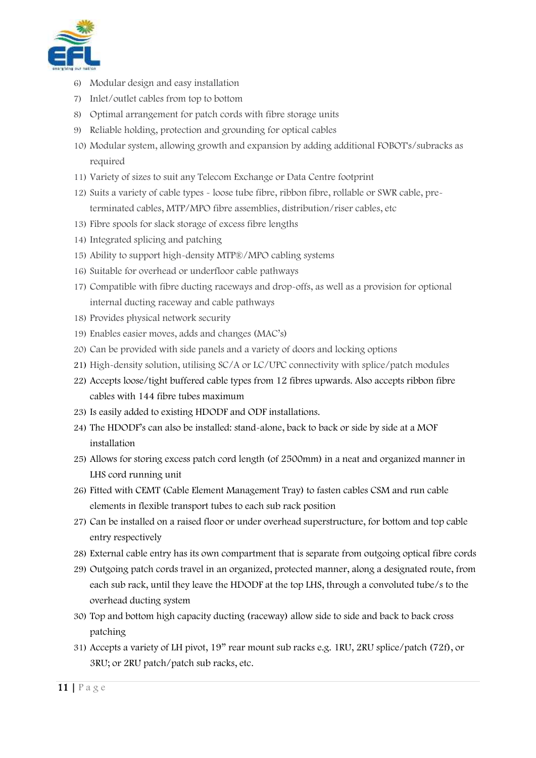6) Modular design and easy installation
7) Inlet/outlet cables from top to bottom
8) Optimal arrangement for patch cords with fibre storage units
9) Reliable holding, protection and grounding for optical cables
10) Modular system, allowing growth and expansion by adding additional FOBOT's/subracks as required
11) Variety of sizes to suit any Telecom Exchange or Data Centre footprint
12) Suits a variety of cable types - loose tube fibre, ribbon fibre, rollable or SWR cable, pre-terminated cables, MTP/MPO fibre assemblies, distribution/riser cables, etc
13) Fibre spools for slack storage of excess fibre lengths
14) Integrated splicing and patching
15) Ability to support high-density MTP®/MPO cabling systems
16) Suitable for overhead or underfloor cable pathways
17) Compatible with fibre ducting raceways and drop-offs, as well as a provision for optional internal ducting raceway and cable pathways
18) Provides physical network security
19) Enables easier moves, adds and changes (MAC's)
20) Can be provided with side panels and a variety of doors and locking options
21) High-density solution, utilising SC/A or LC/UPC connectivity with splice/patch modules
22) Accepts loose/tight buffered cable types from 12 fibres upwards. Also accepts ribbon fibre cables with 144 fibre tubes maximum
23) Is easily added to existing HDODF and ODF installations.
24) The HDODF's can also be installed: stand-alone, back to back or side by side at a MOF installation
25) Allows for storing excess patch cord length (of 2500mm) in a neat and organized manner in LHS cord running unit
26) Fitted with CEMT (Cable Element Management Tray) to fasten cables CSM and run cable elements in flexible transport tubes to each sub rack position
27) Can be installed on a raised floor or under overhead superstructure, for bottom and top cable entry respectively
28) External cable entry has its own compartment that is separate from outgoing optical fibre cords
29) Outgoing patch cords travel in an organized, protected manner, along a designated route, from each sub rack, until they leave the HDODF at the top LHS, through a convoluted tube/s to the overhead ducting system
30) Top and bottom high capacity ducting (raceway) allow side to side and back to back cross patching
31) Accepts a variety of LH pivot, 19" rear mount sub racks e.g. 1RU, 2RU splice/patch (72f), or 3RU; or 2RU patch/patch sub racks, etc.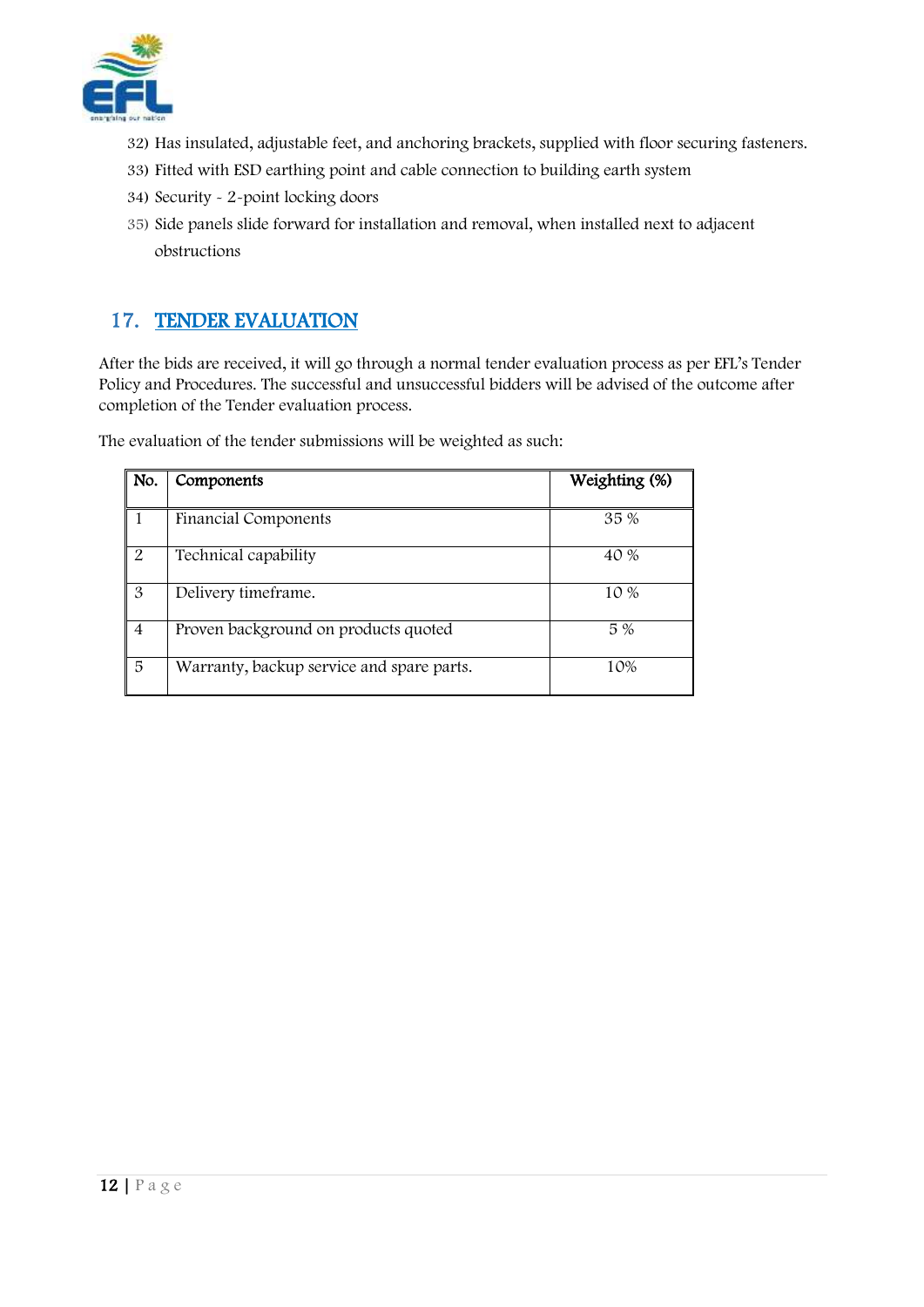32) Has insulated, adjustable feet, and anchoring brackets, supplied with floor securing fasteners.
33) Fitted with ESD earthing point and cable connection to building earth system
34) Security - 2-point locking doors
35) Side panels slide forward for installation and removal, when installed next to adjacent obstructions

## 17. TENDER EVALUATION

After the bids are received, it will go through a normal tender evaluation process as per EFL's Tender Policy and Procedures. The successful and unsuccessful bidders will be advised of the outcome after completion of the Tender evaluation process.

The evaluation of the tender submissions will be weighted as such:

| No. | Components | Weighting (%) |
|---|---|---|
| 1 | Financial Components | 35 % |
| 2 | Technical capability | 40 % |
| 3 | Delivery timeframe. | 10 % |
| 4 | Proven background on products quoted | 5 % |
| 5 | Warranty, backup service and spare parts. | 10% |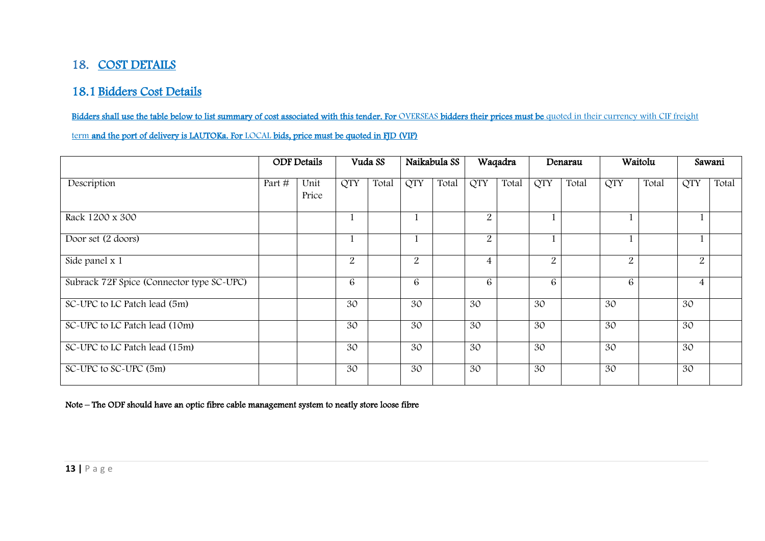## 18. COST DETAILS

### 18.1 Bidders Cost Details

Bidders shall use the table below to list summary of cost associated with this tender. For OVERSEAS bidders their prices must be quoted in their currency with CIF freight term and the port of delivery is LAUTOKa. For LOCAL bids, price must be quoted in FJD (VIP)

| | ODF Details | | Vuda SS | | Naikabula SS | | Waqadra | | Denarau | | Waitolu | | Sawani | |
|---|---|---|---|---|---|---|---|---|---|---|---|---|---|---|
| Description | Part # | Unit Price | QTY | Total | QTY | Total | QTY | Total | QTY | Total | QTY | Total | QTY | Total |
| Rack 1200 x 300 | | | 1 | | 1 | | 2 | | 1 | | 1 | | 1 | |
| Door set (2 doors) | | | 1 | | 1 | | 2 | | 1 | | 1 | | 1 | |
| Side panel x 1 | | | 2 | | 2 | | 4 | | 2 | | 2 | | 2 | |
| Subrack 72F Spice (Connector type SC-UPC) | | | 6 | | 6 | | 6 | | 6 | | 6 | | 4 | |
| SC-UPC to LC Patch lead (5m) | | | 30 | | 30 | | 30 | | 30 | | 30 | | 30 | |
| SC-UPC to LC Patch lead (10m) | | | 30 | | 30 | | 30 | | 30 | | 30 | | 30 | |
| SC-UPC to LC Patch lead (15m) | | | 30 | | 30 | | 30 | | 30 | | 30 | | 30 | |
| SC-UPC to SC-UPC (5m) | | | 30 | | 30 | | 30 | | 30 | | 30 | | 30 | |

**Note – The ODF should have an optic fibre cable management system to neatly store loose fibre**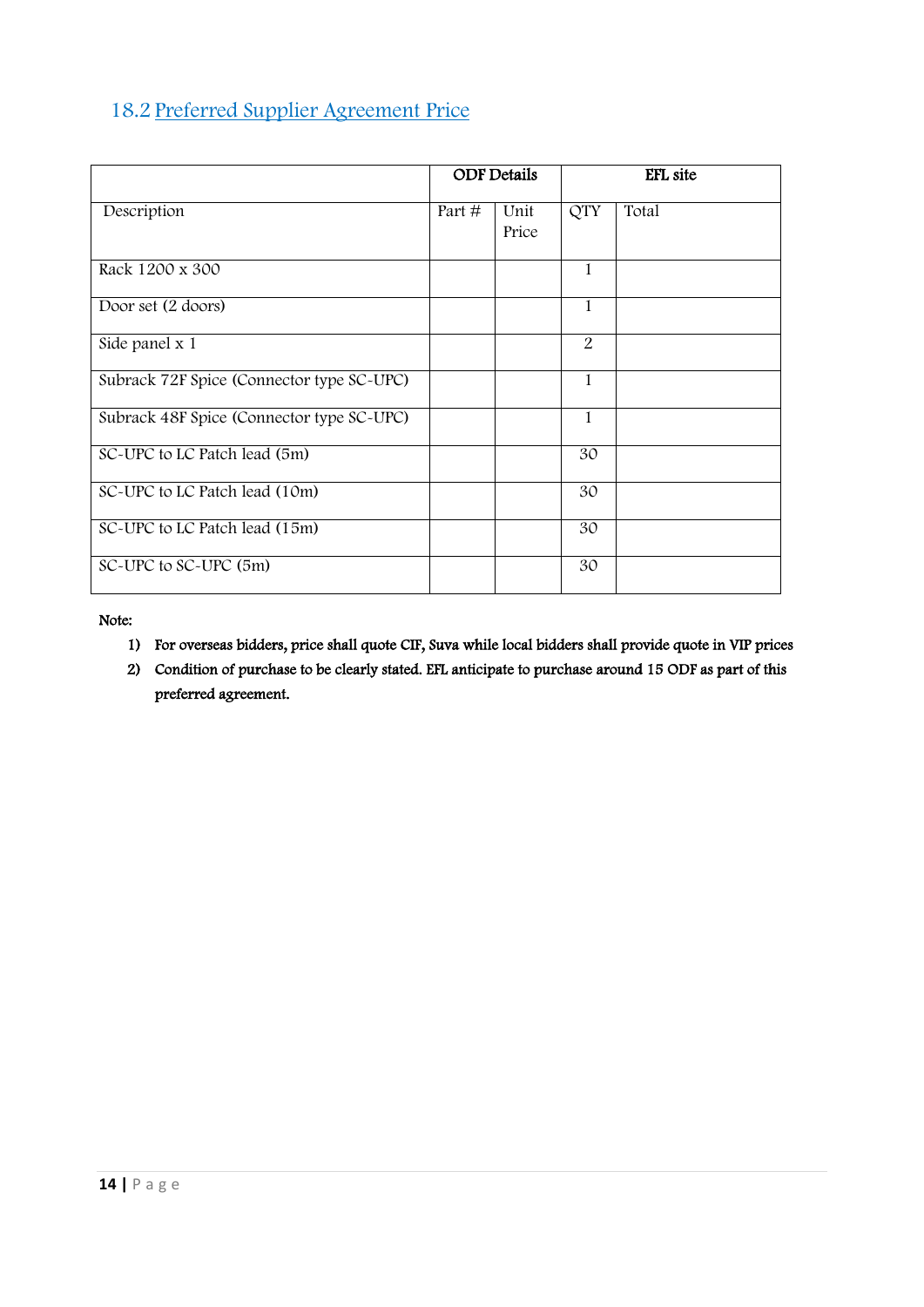## 18.2 Preferred Supplier Agreement Price

| | ODF Details | | EFL site | |
|---|---|---|---|---|
| Description | Part # | Unit Price | QTY | Total |
| Rack 1200 x 300 | | | 1 | |
| Door set (2 doors) | | | 1 | |
| Side panel x 1 | | | 2 | |
| Subrack 72F Spice (Connector type SC-UPC) | | | 1 | |
| Subrack 48F Spice (Connector type SC-UPC) | | | 1 | |
| SC-UPC to LC Patch lead (5m) | | | 30 | |
| SC-UPC to LC Patch lead (10m) | | | 30 | |
| SC-UPC to LC Patch lead (15m) | | | 30 | |
| SC-UPC to SC-UPC (5m) | | | 30 | |

**Note:**

1) **For overseas bidders, price shall quote CIF, Suva while local bidders shall provide quote in VIP prices**
2) **Condition of purchase to be clearly stated. EFL anticipate to purchase around 15 ODF as part of this preferred agreement.**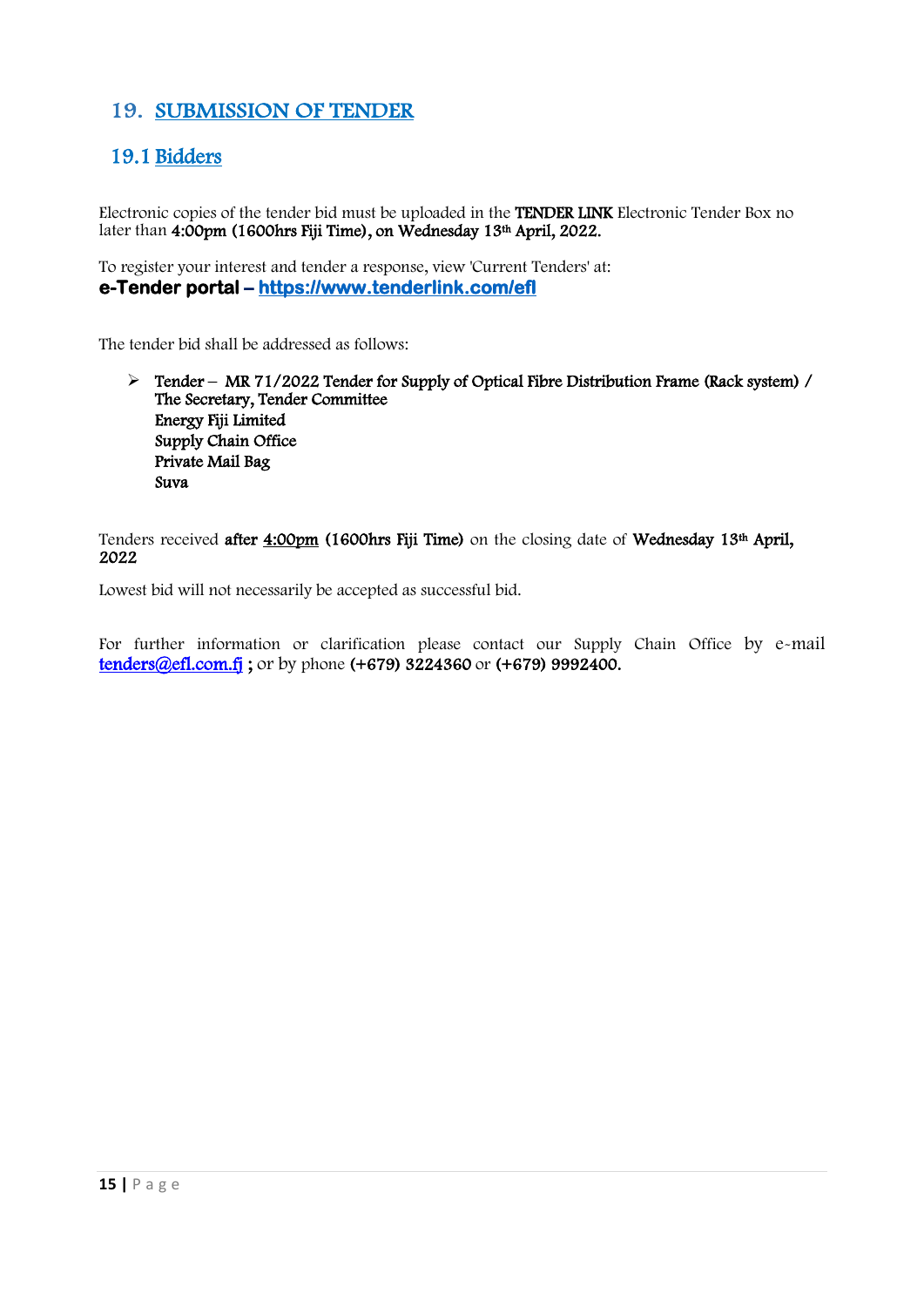# 19. SUBMISSION OF TENDER

## 19.1 Bidders

Electronic copies of the tender bid must be uploaded in the **TENDER LINK** Electronic Tender Box no later than **4:00pm (1600hrs Fiji Time), on Wednesday 13th April, 2022.**

To register your interest and tender a response, view 'Current Tenders' at:
**e-Tender portal – https://www.tenderlink.com/efl**

The tender bid shall be addressed as follows:

- **Tender – MR 71/2022 Tender for Supply of Optical Fibre Distribution Frame (Rack system) /**
  **The Secretary, Tender Committee**
  **Energy Fiji Limited**
  **Supply Chain Office**
  **Private Mail Bag**
  **Suva**

Tenders received **after 4:00pm (1600hrs Fiji Time)** on the closing date of **Wednesday 13th April, 2022**

Lowest bid will not necessarily be accepted as successful bid.

For further information or clarification please contact our Supply Chain Office by e-mail tenders@efl.com.fj **;** or by phone **(+679) 3224360** or **(+679) 9992400.**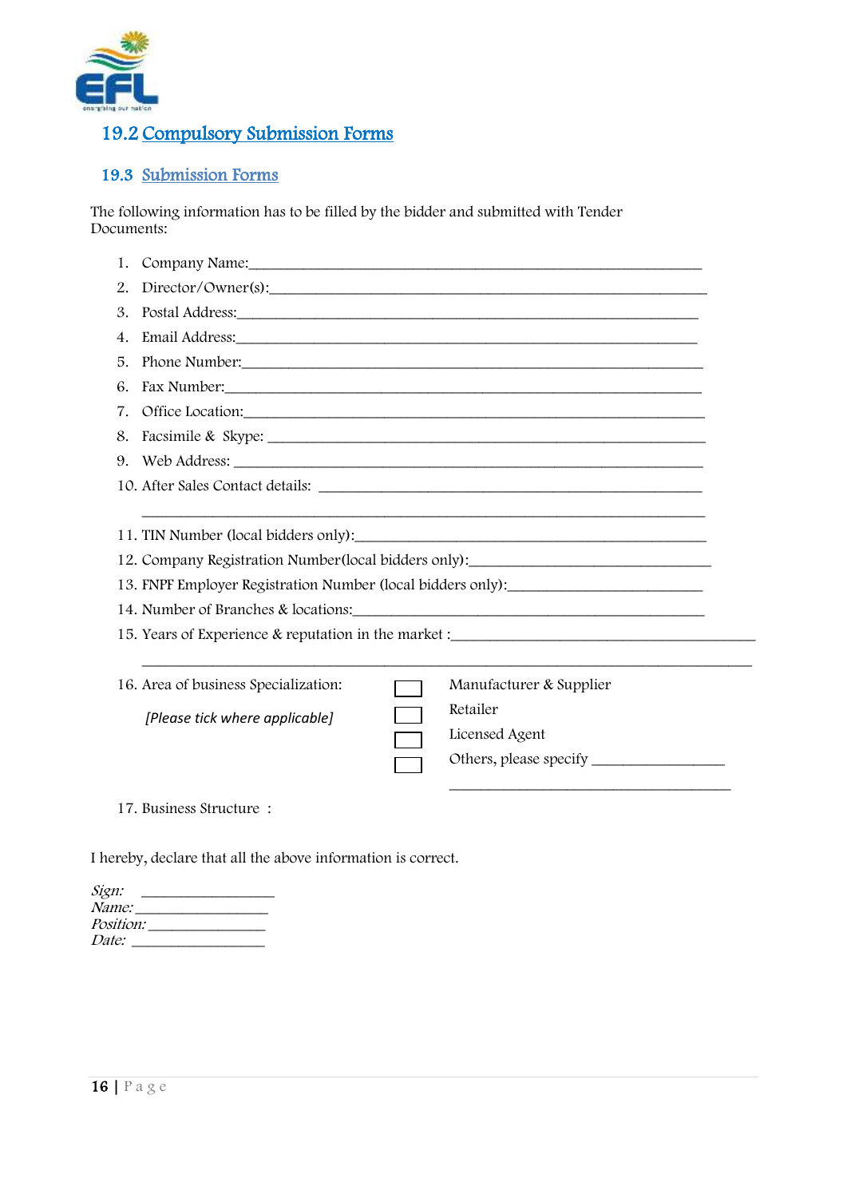## 19.2 Compulsory Submission Forms

### 19.3 Submission Forms

The following information has to be filled by the bidder and submitted with Tender Documents:

1. Company Name:____________________________________________________________
2. Director/Owner(s):________________________________________________________
3. Postal Address:___________________________________________________________
4. Email Address:____________________________________________________________
5. Phone Number:_____________________________________________________________
6. Fax Number:_______________________________________________________________
7. Office Location:__________________________________________________________
8. Facsimile & Skype: _______________________________________________________
9. Web Address: _____________________________________________________________
10. After Sales Contact details: ___________________________________________

    ____________________________________________________________________________
11. TIN Number (local bidders only):_______________________________________________
12. Company Registration Number(local bidders only):_______________________________
13. FNPF Employer Registration Number (local bidders only):__________________________
14. Number of Branches & locations:_______________________________________________
15. Years of Experience & reputation in the market :_______________________________

    ____________________________________________________________________________
16. Area of business Specialization:

    *[Please tick where applicable]*

    - [ ] Manufacturer & Supplier
    - [ ] Retailer
    - [ ] Licensed Agent
    - [ ] Others, please specify _________________

      _______________________________________
17. Business Structure :

I hereby, declare that all the above information is correct.

*Sign:* _________________
*Name:* _________________
*Position:* _______________
*Date:* _________________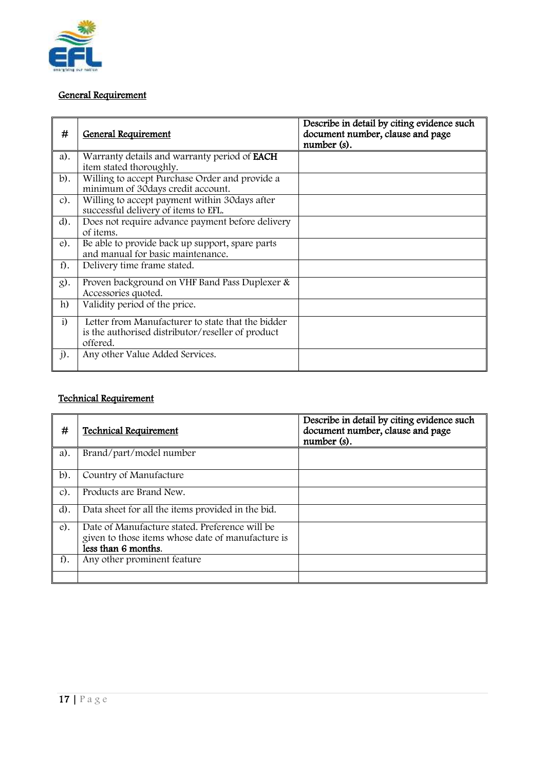## General Requirement

| # | General Requirement | Describe in detail by citing evidence such document number, clause and page number (s). |
|---|---|---|
| a). | Warranty details and warranty period of **EACH** item stated thoroughly. | |
| b). | Willing to accept Purchase Order and provide a minimum of 30days credit account. | |
| c). | Willing to accept payment within 30days after successful delivery of items to EFL. | |
| d). | Does not require advance payment before delivery of items. | |
| e). | Be able to provide back up support, spare parts and manual for basic maintenance. | |
| f). | Delivery time frame stated. | |
| g). | Proven background on VHF Band Pass Duplexer & Accessories quoted. | |
| h) | Validity period of the price. | |
| i) | Letter from Manufacturer to state that the bidder is the authorised distributor/reseller of product offered. | |
| j). | Any other Value Added Services. | |

## Technical Requirement

| # | Technical Requirement | Describe in detail by citing evidence such document number, clause and page number (s). |
|---|---|---|
| a). | Brand/part/model number | |
| b). | Country of Manufacture | |
| c). | Products are Brand New. | |
| d). | Data sheet for all the items provided in the bid. | |
| e). | Date of Manufacture stated. Preference will be given to those items whose date of manufacture is **less than 6 months**. | |
| f). | Any other prominent feature | |
| | | |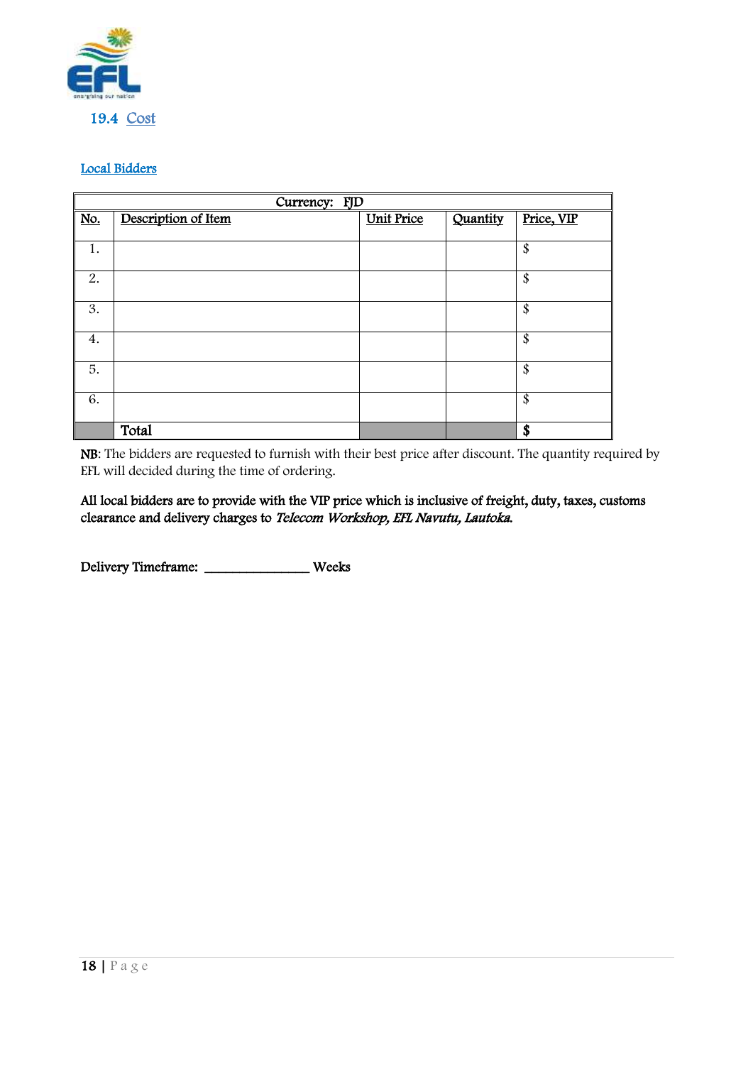## 19.4 Cost

### Local Bidders

| Currency: FJD | | | | |
|---|---|---|---|---|
| No. | Description of Item | Unit Price | Quantity | Price, VIP |
| 1. | | | | $ |
| 2. | | | | $ |
| 3. | | | | $ |
| 4. | | | | $ |
| 5. | | | | $ |
| 6. | | | | $ |
| | Total | | | **$** |

**NB**: The bidders are requested to furnish with their best price after discount. The quantity required by EFL will decided during the time of ordering.

**All local bidders are to provide with the VIP price which is inclusive of freight, duty, taxes, customs clearance and delivery charges to *Telecom Workshop, EFL Navutu, Lautoka*.**

Delivery Timeframe: _______________ Weeks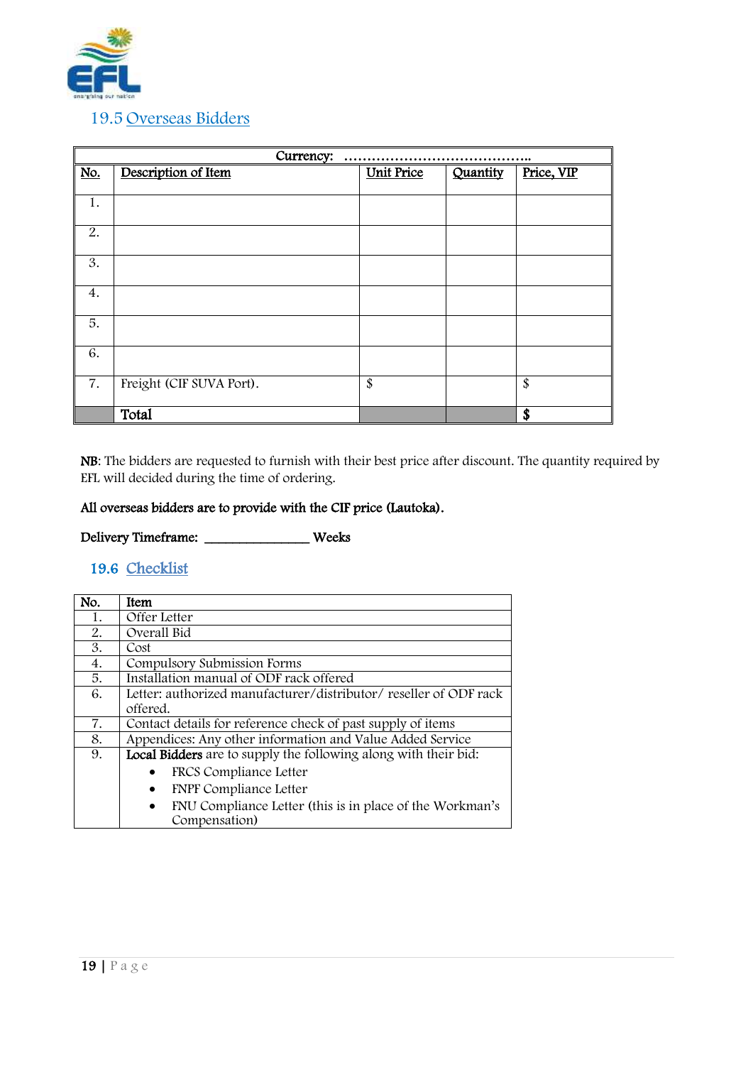## 19.5 Overseas Bidders

| Currency: …………………………………….. | | | | |
|---|---|---|---|---|
| No. | Description of Item | Unit Price | Quantity | Price, VIP |
| 1. | | | | |
| 2. | | | | |
| 3. | | | | |
| 4. | | | | |
| 5. | | | | |
| 6. | | | | |
| 7. | Freight (CIF SUVA Port). | $ | | $ |
| | **Total** | | | **$** |

**NB**: The bidders are requested to furnish with their best price after discount. The quantity required by EFL will decided during the time of ordering.

**All overseas bidders are to provide with the CIF price (Lautoka).**

**Delivery Timeframe: ______________ Weeks**

## 19.6 Checklist

| No. | Item |
|---|---|
| 1. | Offer Letter |
| 2. | Overall Bid |
| 3. | Cost |
| 4. | Compulsory Submission Forms |
| 5. | Installation manual of ODF rack offered |
| 6. | Letter: authorized manufacturer/distributor/ reseller of ODF rack offered. |
| 7. | Contact details for reference check of past supply of items |
| 8. | Appendices: Any other information and Value Added Service |
| 9. | **Local Bidders** are to supply the following along with their bid:<br>• FRCS Compliance Letter<br>• FNPF Compliance Letter<br>• FNU Compliance Letter (this is in place of the Workman's Compensation) |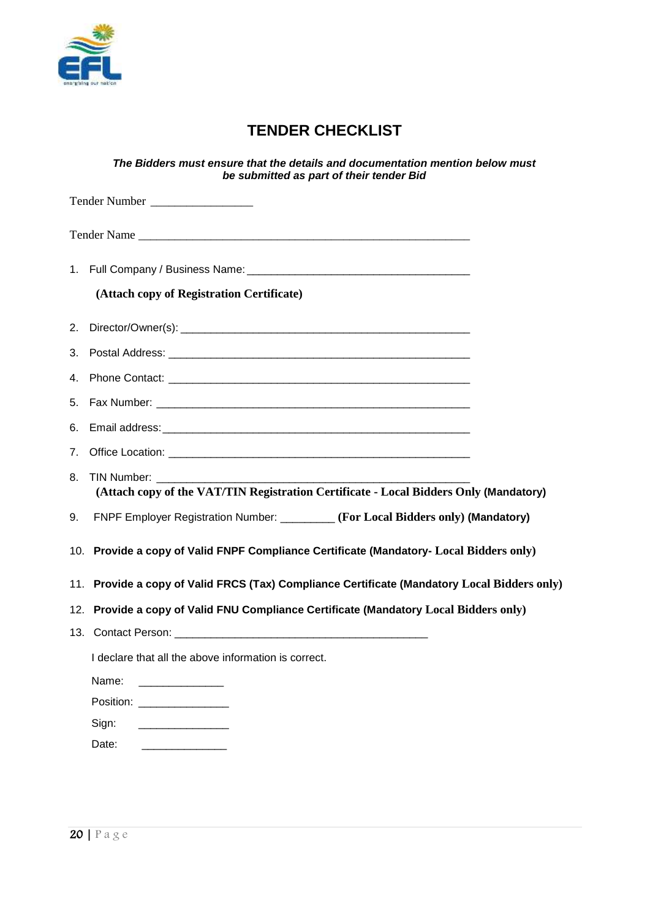# TENDER CHECKLIST

***The Bidders must ensure that the details and documentation mention below must be submitted as part of their tender Bid***

Tender Number _________________

Tender Name _______________________________________________________

1. Full Company / Business Name: _____________________________________

   **(Attach copy of Registration Certificate)**

2. Director/Owner(s): _________________________________________________
3. Postal Address: ____________________________________________________
4. Phone Contact: ____________________________________________________
5. Fax Number: ______________________________________________________
6. Email address: _____________________________________________________
7. Office Location: ____________________________________________________
8. TIN Number: ______________________________________________________
   **(Attach copy of the VAT/TIN Registration Certificate - Local Bidders Only (Mandatory)**
9. FNPF Employer Registration Number: _________ **(For Local Bidders only) (Mandatory)**
10. **Provide a copy of Valid FNPF Compliance Certificate (Mandatory- Local Bidders only)**
11. **Provide a copy of Valid FRCS (Tax) Compliance Certificate (Mandatory Local Bidders only)**
12. **Provide a copy of Valid FNU Compliance Certificate (Mandatory Local Bidders only)**
13. Contact Person: ___________________________________________

I declare that all the above information is correct.

Name: ______________

Position: _______________

Sign: _______________

Date: ______________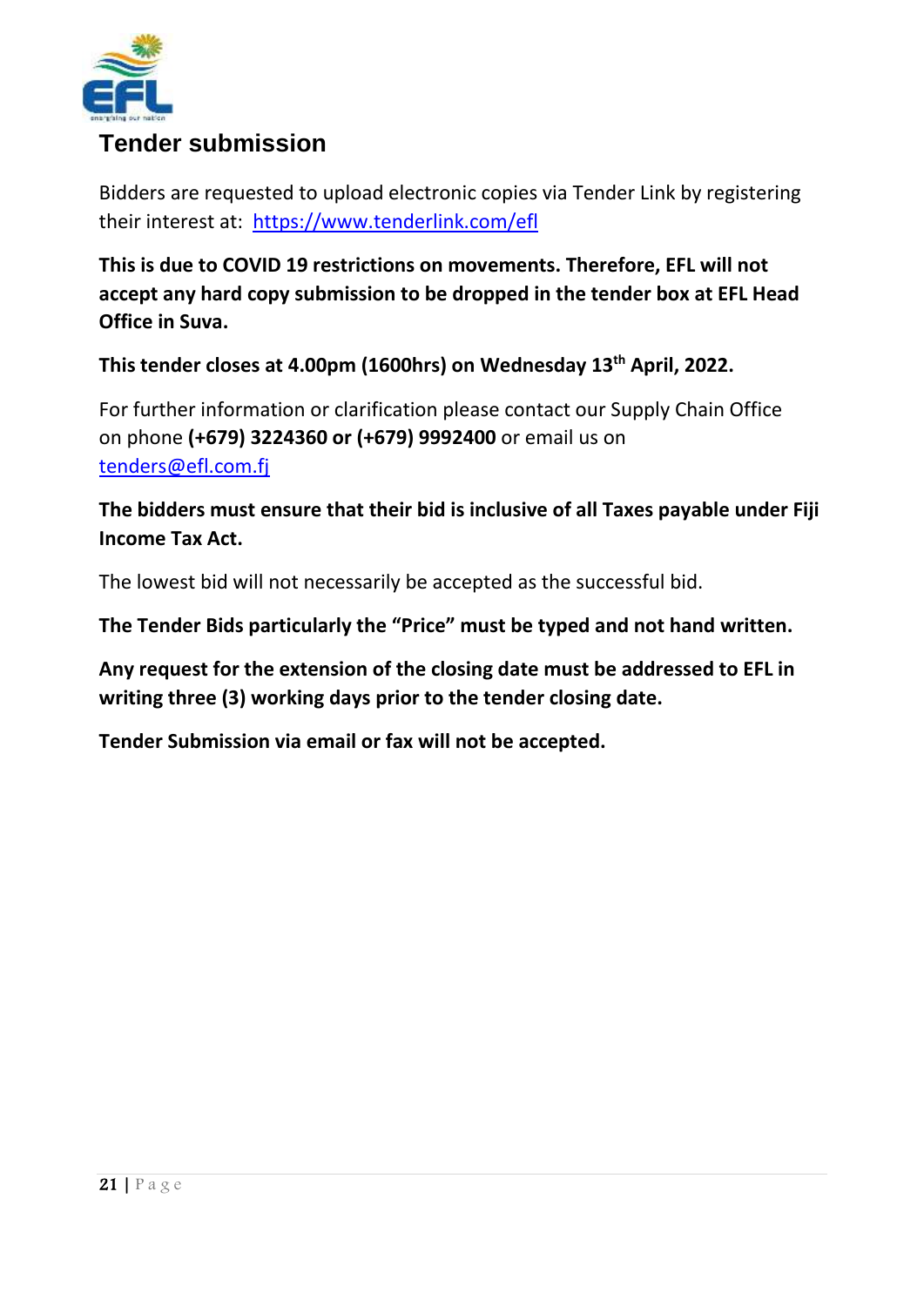## Tender submission

Bidders are requested to upload electronic copies via Tender Link by registering their interest at: https://www.tenderlink.com/efl

**This is due to COVID 19 restrictions on movements. Therefore, EFL will not accept any hard copy submission to be dropped in the tender box at EFL Head Office in Suva.**

**This tender closes at 4.00pm (1600hrs) on Wednesday 13th April, 2022.**

For further information or clarification please contact our Supply Chain Office on phone **(+679) 3224360 or (+679) 9992400** or email us on tenders@efl.com.fj

**The bidders must ensure that their bid is inclusive of all Taxes payable under Fiji Income Tax Act.**

The lowest bid will not necessarily be accepted as the successful bid.

**The Tender Bids particularly the "Price" must be typed and not hand written.**

**Any request for the extension of the closing date must be addressed to EFL in writing three (3) working days prior to the tender closing date.**

**Tender Submission via email or fax will not be accepted.**